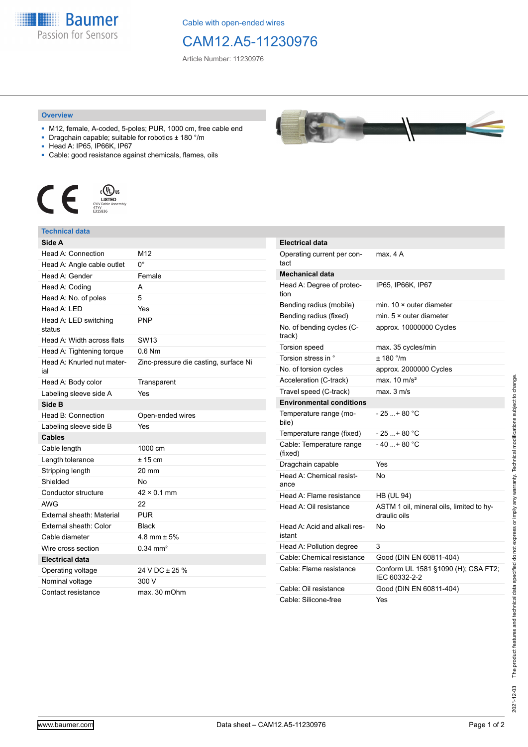Cable with open-ended wires

# CAM12.A5-11230976

Article Number: 11230976

## Overview

- M12, female, A-coded, 5-poles; PUR, 1000 cm, free cable end
- Dragchain capable; suitable for robotics ± 180 °/m
- Head A: IP65, IP66K, IP67
- Cable: good resistance against chemicals, flames, oils

## Technical data

| Side A | |
|---|---|
| Head A: Connection | M12 |
| Head A: Angle cable outlet | 0° |
| Head A: Gender | Female |
| Head A: Coding | A |
| Head A: No. of poles | 5 |
| Head A: LED | Yes |
| Head A: LED switching status | PNP |
| Head A: Width across flats | SW13 |
| Head A: Tightening torque | 0.6 Nm |
| Head A: Knurled nut material | Zinc-pressure die casting, surface Ni |
| Head A: Body color | Transparent |
| Labeling sleeve side A | Yes |
| **Side B** | |
| Head B: Connection | Open-ended wires |
| Labeling sleeve side B | Yes |
| **Cables** | |
| Cable length | 1000 cm |
| Length tolerance | ± 15 cm |
| Stripping length | 20 mm |
| Shielded | No |
| Conductor structure | 42 × 0.1 mm |
| AWG | 22 |
| External sheath: Material | PUR |
| External sheath: Color | Black |
| Cable diameter | 4.8 mm ± 5% |
| Wire cross section | 0.34 mm² |
| **Electrical data** | |
| Operating voltage | 24 V DC ± 25 % |
| Nominal voltage | 300 V |
| Contact resistance | max. 30 mOhm |

| Electrical data | |
|---|---|
| Operating current per contact | max. 4 A |
| **Mechanical data** | |
| Head A: Degree of protection | IP65, IP66K, IP67 |
| Bending radius (mobile) | min. 10 × outer diameter |
| Bending radius (fixed) | min. 5 × outer diameter |
| No. of bending cycles (C-track) | approx. 10000000 Cycles |
| Torsion speed | max. 35 cycles/min |
| Torsion stress in ° | ± 180 °/m |
| No. of torsion cycles | approx. 2000000 Cycles |
| Acceleration (C-track) | max. 10 m/s² |
| Travel speed (C-track) | max. 3 m/s |
| **Environmental conditions** | |
| Temperature range (mobile) | - 25 ...+ 80 °C |
| Temperature range (fixed) | - 25 ...+ 80 °C |
| Cable: Temperature range (fixed) | - 40 ...+ 80 °C |
| Dragchain capable | Yes |
| Head A: Chemical resistance | No |
| Head A: Flame resistance | HB (UL 94) |
| Head A: Oil resistance | ASTM 1 oil, mineral oils, limited to hydraulic oils |
| Head A: Acid and alkali resistant | No |
| Head A: Pollution degree | 3 |
| Cable: Chemical resistance | Good (DIN EN 60811-404) |
| Cable: Flame resistance | Conform UL 1581 §1090 (H); CSA FT2; IEC 60332-2-2 |
| Cable: Oil resistance | Good (DIN EN 60811-404) |
| Cable: Silicone-free | Yes |

2021-12-03 The product features and technical data specified do not express or imply any warranty. Technical modifications subject to change.

www.baumer.com — Data sheet – CAM12.A5-11230976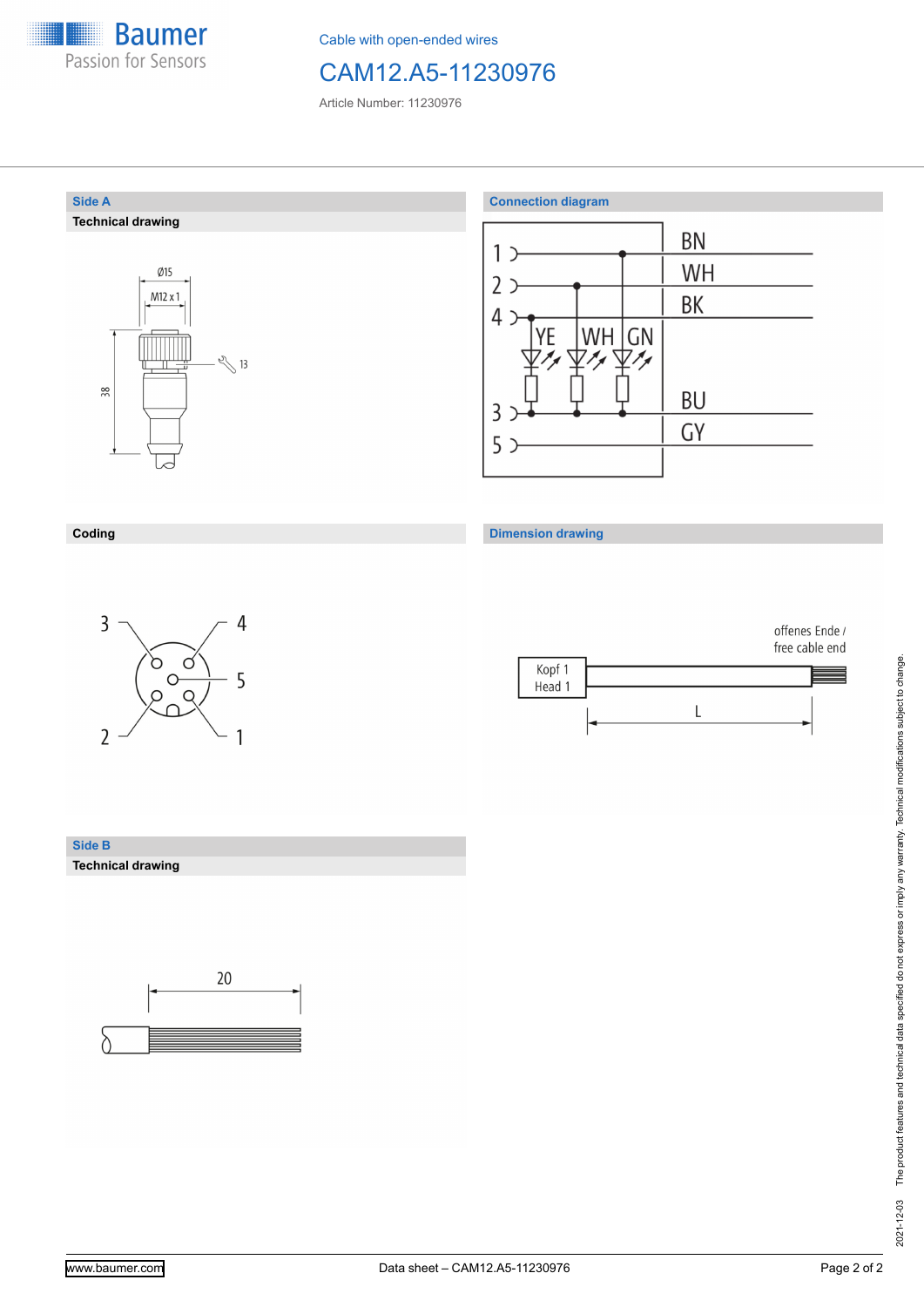Cable with open-ended wires

# CAM12.A5-11230976

Article Number: 11230976

## Side A

### Technical drawing

Ø15

M12 x 1

13

38

## Connection diagram

1
2
4
3
5

BN
WH
BK
BU
GY

YE
WH
GN

### Coding

3
4
5
2
1

## Dimension drawing

offenes Ende /
free cable end

Kopf 1
Head 1

L

## Side B

### Technical drawing

20

The product features and technical data specified do not express or imply any warranty. Technical modifications subject to change.

2021-12-03

www.baumer.com

Data sheet – CAM12.A5-11230976